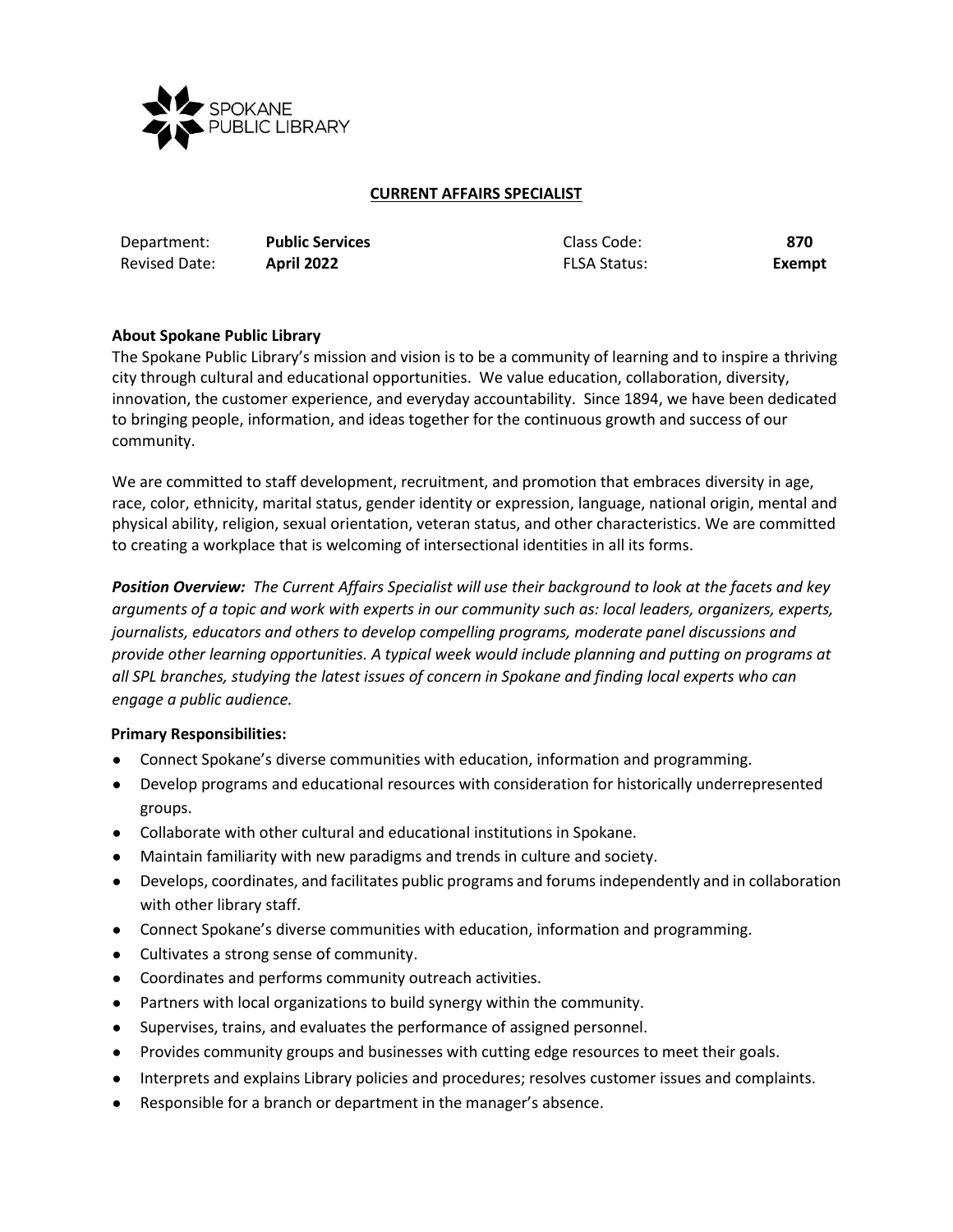SPOKANE PUBLIC LIBRARY

# CURRENT AFFAIRS SPECIALIST

| Department: | **Public Services** | Class Code: | **870** |
|---|---|---|---|
| Revised Date: | **April 2022** | FLSA Status: | **Exempt** |

**About Spokane Public Library**

The Spokane Public Library's mission and vision is to be a community of learning and to inspire a thriving city through cultural and educational opportunities. We value education, collaboration, diversity, innovation, the customer experience, and everyday accountability. Since 1894, we have been dedicated to bringing people, information, and ideas together for the continuous growth and success of our community.

We are committed to staff development, recruitment, and promotion that embraces diversity in age, race, color, ethnicity, marital status, gender identity or expression, language, national origin, mental and physical ability, religion, sexual orientation, veteran status, and other characteristics. We are committed to creating a workplace that is welcoming of intersectional identities in all its forms.

***Position Overview:*** *The Current Affairs Specialist will use their background to look at the facets and key arguments of a topic and work with experts in our community such as: local leaders, organizers, experts, journalists, educators and others to develop compelling programs, moderate panel discussions and provide other learning opportunities. A typical week would include planning and putting on programs at all SPL branches, studying the latest issues of concern in Spokane and finding local experts who can engage a public audience.*

**Primary Responsibilities:**

- Connect Spokane's diverse communities with education, information and programming.
- Develop programs and educational resources with consideration for historically underrepresented groups.
- Collaborate with other cultural and educational institutions in Spokane.
- Maintain familiarity with new paradigms and trends in culture and society.
- Develops, coordinates, and facilitates public programs and forums independently and in collaboration with other library staff.
- Connect Spokane's diverse communities with education, information and programming.
- Cultivates a strong sense of community.
- Coordinates and performs community outreach activities.
- Partners with local organizations to build synergy within the community.
- Supervises, trains, and evaluates the performance of assigned personnel.
- Provides community groups and businesses with cutting edge resources to meet their goals.
- Interprets and explains Library policies and procedures; resolves customer issues and complaints.
- Responsible for a branch or department in the manager's absence.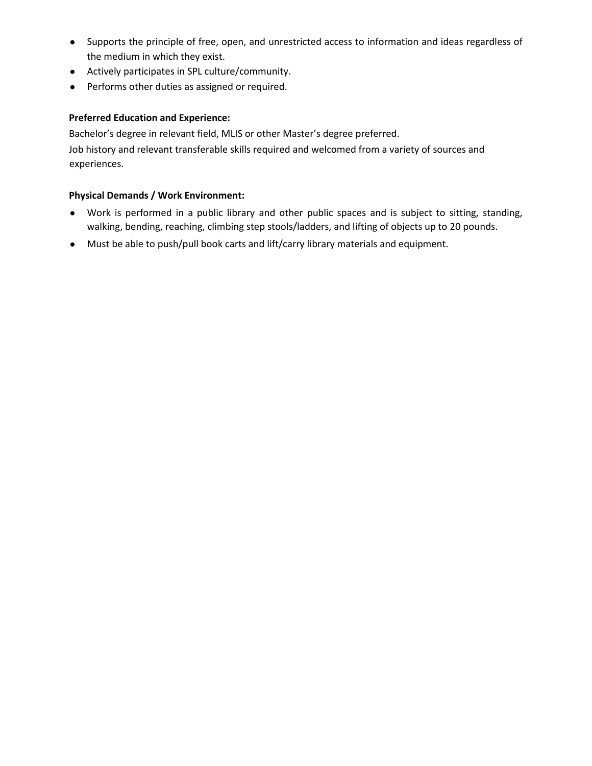- Supports the principle of free, open, and unrestricted access to information and ideas regardless of the medium in which they exist.
- Actively participates in SPL culture/community.
- Performs other duties as assigned or required.

**Preferred Education and Experience:**

Bachelor's degree in relevant field, MLIS or other Master's degree preferred.

Job history and relevant transferable skills required and welcomed from a variety of sources and experiences.

**Physical Demands / Work Environment:**

- Work is performed in a public library and other public spaces and is subject to sitting, standing, walking, bending, reaching, climbing step stools/ladders, and lifting of objects up to 20 pounds.
- Must be able to push/pull book carts and lift/carry library materials and equipment.